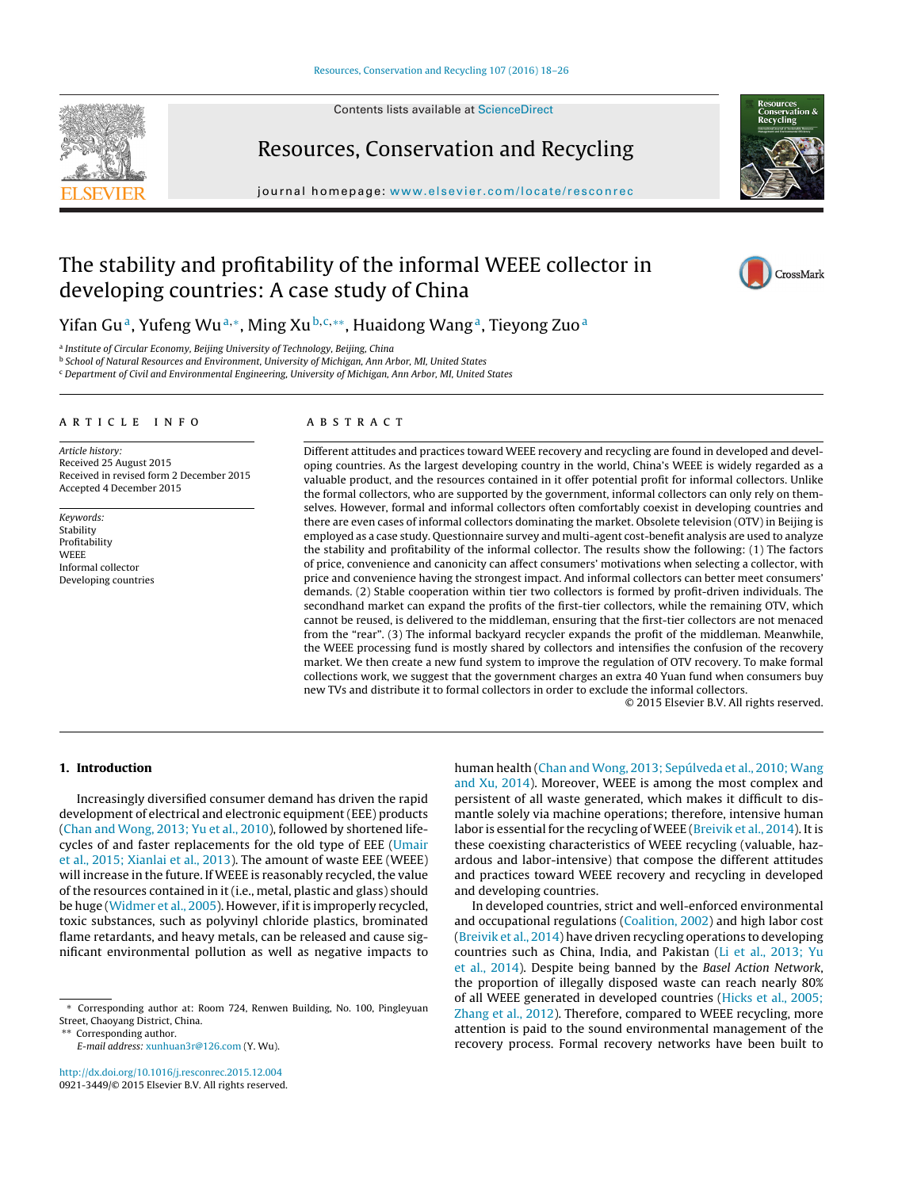# The stability and profitability of the informal WEEE collector in developing countries: A case study of China

Yifan Gu[a], Yufeng Wu[a,*], Ming Xu[b,c,**], Huaidong Wang[a], Tieyong Zuo[a]

[a] Institute of Circular Economy, Beijing University of Technology, Beijing, China
[b] School of Natural Resources and Environment, University of Michigan, Ann Arbor, MI, United States
[c] Department of Civil and Environmental Engineering, University of Michigan, Ann Arbor, MI, United States

## ARTICLE INFO

*Article history:*
Received 25 August 2015
Received in revised form 2 December 2015
Accepted 4 December 2015

*Keywords:*
Stability
Profitability
WEEE
Informal collector
Developing countries

## ABSTRACT

Different attitudes and practices toward WEEE recovery and recycling are found in developed and developing countries. As the largest developing country in the world, China's WEEE is widely regarded as a valuable product, and the resources contained in it offer potential profit for informal collectors. Unlike the formal collectors, who are supported by the government, informal collectors can only rely on themselves. However, formal and informal collectors often comfortably coexist in developing countries and there are even cases of informal collectors dominating the market. Obsolete television (OTV) in Beijing is employed as a case study. Questionnaire survey and multi-agent cost-benefit analysis are used to analyze the stability and profitability of the informal collector. The results show the following: (1) The factors of price, convenience and canonicity can affect consumers' motivations when selecting a collector, with price and convenience having the strongest impact. And informal collectors can better meet consumers' demands. (2) Stable cooperation within tier two collectors is formed by profit-driven individuals. The secondhand market can expand the profits of the first-tier collectors, while the remaining OTV, which cannot be reused, is delivered to the middleman, ensuring that the first-tier collectors are not menaced from the "rear". (3) The informal backyard recycler expands the profit of the middleman. Meanwhile, the WEEE processing fund is mostly shared by collectors and intensifies the confusion of the recovery market. We then create a new fund system to improve the regulation of OTV recovery. To make formal collections work, we suggest that the government charges an extra 40 Yuan fund when consumers buy new TVs and distribute it to formal collectors in order to exclude the informal collectors.

© 2015 Elsevier B.V. All rights reserved.

## 1. Introduction

Increasingly diversified consumer demand has driven the rapid development of electrical and electronic equipment (EEE) products (Chan and Wong, 2013; Yu et al., 2010), followed by shortened lifecycles of and faster replacements for the old type of EEE (Umair et al., 2015; Xianlai et al., 2013). The amount of waste EEE (WEEE) will increase in the future. If WEEE is reasonably recycled, the value of the resources contained in it (i.e., metal, plastic and glass) should be huge (Widmer et al., 2005). However, if it is improperly recycled, toxic substances, such as polyvinyl chloride plastics, brominated flame retardants, and heavy metals, can be released and cause significant environmental pollution as well as negative impacts to human health (Chan and Wong, 2013; Sepúlveda et al., 2010; Wang and Xu, 2014). Moreover, WEEE is among the most complex and persistent of all waste generated, which makes it difficult to dismantle solely via machine operations; therefore, intensive human labor is essential for the recycling of WEEE (Breivik et al., 2014). It is these coexisting characteristics of WEEE recycling (valuable, hazardous and labor-intensive) that compose the different attitudes and practices toward WEEE recovery and recycling in developed and developing countries.

In developed countries, strict and well-enforced environmental and occupational regulations (Coalition, 2002) and high labor cost (Breivik et al., 2014) have driven recycling operations to developing countries such as China, India, and Pakistan (Li et al., 2013; Yu et al., 2014). Despite being banned by the *Basel Action Network*, the proportion of illegally disposed waste can reach nearly 80% of all WEEE generated in developed countries (Hicks et al., 2005; Zhang et al., 2012). Therefore, compared to WEEE recycling, more attention is paid to the sound environmental management of the recovery process. Formal recovery networks have been built to

\* Corresponding author at: Room 724, Renwen Building, No. 100, Pingleyuan Street, Chaoyang District, China.
\*\* Corresponding author.
*E-mail address:* xunhuan3r@126.com (Y. Wu).

http://dx.doi.org/10.1016/j.resconrec.2015.12.004
0921-3449/© 2015 Elsevier B.V. All rights reserved.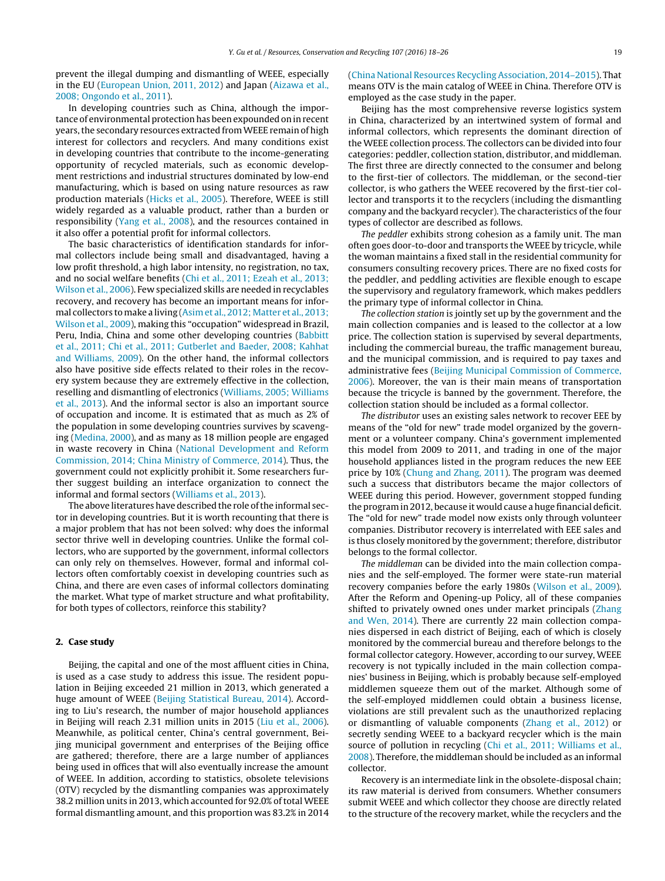prevent the illegal dumping and dismantling of WEEE, especially in the EU (European Union, 2011, 2012) and Japan (Aizawa et al., 2008; Ongondo et al., 2011).

In developing countries such as China, although the importance of environmental protection has been expounded on in recent years, the secondary resources extracted from WEEE remain of high interest for collectors and recyclers. And many conditions exist in developing countries that contribute to the income-generating opportunity of recycled materials, such as economic development restrictions and industrial structures dominated by low-end manufacturing, which is based on using nature resources as raw production materials (Hicks et al., 2005). Therefore, WEEE is still widely regarded as a valuable product, rather than a burden or responsibility (Yang et al., 2008), and the resources contained in it also offer a potential profit for informal collectors.

The basic characteristics of identification standards for informal collectors include being small and disadvantaged, having a low profit threshold, a high labor intensity, no registration, no tax, and no social welfare benefits (Chi et al., 2011; Ezeah et al., 2013; Wilson et al., 2006). Few specialized skills are needed in recyclables recovery, and recovery has become an important means for informal collectors to make a living (Asim et al., 2012; Matter et al., 2013; Wilson et al., 2009), making this "occupation" widespread in Brazil, Peru, India, China and some other developing countries (Babbitt et al., 2011; Chi et al., 2011; Gutberlet and Baeder, 2008; Kahhat and Williams, 2009). On the other hand, the informal collectors also have positive side effects related to their roles in the recovery system because they are extremely effective in the collection, reselling and dismantling of electronics (Williams, 2005; Williams et al., 2013). And the informal sector is also an important source of occupation and income. It is estimated that as much as 2% of the population in some developing countries survives by scavenging (Medina, 2000), and as many as 18 million people are engaged in waste recovery in China (National Development and Reform Commission, 2014; China Ministry of Commerce, 2014). Thus, the government could not explicitly prohibit it. Some researchers further suggest building an interface organization to connect the informal and formal sectors (Williams et al., 2013).

The above literatures have described the role of the informal sector in developing countries. But it is worth recounting that there is a major problem that has not been solved: why does the informal sector thrive well in developing countries. Unlike the formal collectors, who are supported by the government, informal collectors can only rely on themselves. However, formal and informal collectors often comfortably coexist in developing countries such as China, and there are even cases of informal collectors dominating the market. What type of market structure and what profitability, for both types of collectors, reinforce this stability?

## 2. Case study

Beijing, the capital and one of the most affluent cities in China, is used as a case study to address this issue. The resident population in Beijing exceeded 21 million in 2013, which generated a huge amount of WEEE (Beijing Statistical Bureau, 2014). According to Liu's research, the number of major household appliances in Beijing will reach 2.31 million units in 2015 (Liu et al., 2006). Meanwhile, as political center, China's central government, Beijing municipal government and enterprises of the Beijing office are gathered; therefore, there are a large number of appliances being used in offices that will also eventually increase the amount of WEEE. In addition, according to statistics, obsolete televisions (OTV) recycled by the dismantling companies was approximately 38.2 million units in 2013, which accounted for 92.0% of total WEEE formal dismantling amount, and this proportion was 83.2% in 2014 (China National Resources Recycling Association, 2014–2015). That means OTV is the main catalog of WEEE in China. Therefore OTV is employed as the case study in the paper.

Beijing has the most comprehensive reverse logistics system in China, characterized by an intertwined system of formal and informal collectors, which represents the dominant direction of the WEEE collection process. The collectors can be divided into four categories: peddler, collection station, distributor, and middleman. The first three are directly connected to the consumer and belong to the first-tier of collectors. The middleman, or the second-tier collector, is who gathers the WEEE recovered by the first-tier collector and transports it to the recyclers (including the dismantling company and the backyard recycler). The characteristics of the four types of collector are described as follows.

*The peddler* exhibits strong cohesion as a family unit. The man often goes door-to-door and transports the WEEE by tricycle, while the woman maintains a fixed stall in the residential community for consumers consulting recovery prices. There are no fixed costs for the peddler, and peddling activities are flexible enough to escape the supervisory and regulatory framework, which makes peddlers the primary type of informal collector in China.

*The collection station* is jointly set up by the government and the main collection companies and is leased to the collector at a low price. The collection station is supervised by several departments, including the commercial bureau, the traffic management bureau, and the municipal commission, and is required to pay taxes and administrative fees (Beijing Municipal Commission of Commerce, 2006). Moreover, the van is their main means of transportation because the tricycle is banned by the government. Therefore, the collection station should be included as a formal collector.

*The distributor* uses an existing sales network to recover EEE by means of the "old for new" trade model organized by the government or a volunteer company. China's government implemented this model from 2009 to 2011, and trading in one of the major household appliances listed in the program reduces the new EEE price by 10% (Chung and Zhang, 2011). The program was deemed such a success that distributors became the major collectors of WEEE during this period. However, government stopped funding the program in 2012, because it would cause a huge financial deficit. The "old for new" trade model now exists only through volunteer companies. Distributor recovery is interrelated with EEE sales and is thus closely monitored by the government; therefore, distributor belongs to the formal collector.

*The middleman* can be divided into the main collection companies and the self-employed. The former were state-run material recovery companies before the early 1980s (Wilson et al., 2009). After the Reform and Opening-up Policy, all of these companies shifted to privately owned ones under market principals (Zhang and Wen, 2014). There are currently 22 main collection companies dispersed in each district of Beijing, each of which is closely monitored by the commercial bureau and therefore belongs to the formal collector category. However, according to our survey, WEEE recovery is not typically included in the main collection companies' business in Beijing, which is probably because self-employed middlemen squeeze them out of the market. Although some of the self-employed middlemen could obtain a business license, violations are still prevalent such as the unauthorized replacing or dismantling of valuable components (Zhang et al., 2012) or secretly sending WEEE to a backyard recycler which is the main source of pollution in recycling (Chi et al., 2011; Williams et al., 2008). Therefore, the middleman should be included as an informal collector.

Recovery is an intermediate link in the obsolete-disposal chain; its raw material is derived from consumers. Whether consumers submit WEEE and which collector they choose are directly related to the structure of the recovery market, while the recyclers and the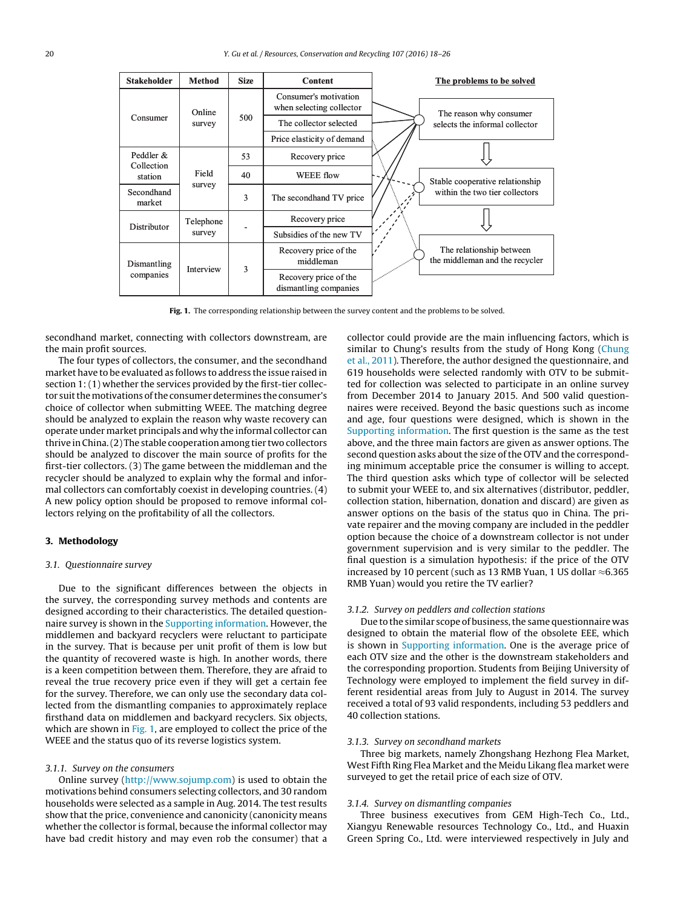| Stakeholder | Method | Size | Content |
|---|---|---|---|
| Consumer | Online survey | 500 | Consumer's motivation when selecting collector |
| | | | The collector selected |
| | | | Price elasticity of demand |
| Peddler & Collection station | Field survey | 53 | Recovery price |
| | | 40 | WEEE flow |
| Secondhand market | | 3 | The secondhand TV price |
| Distributor | Telephone survey | - | Recovery price |
| | | | Subsidies of the new TV |
| Dismantling companies | Interview | 3 | Recovery price of the middleman |
| | | | Recovery price of the dismantling companies |

The problems to be solved:
- The reason why consumer selects the informal collector
- Stable cooperative relationship within the two tier collectors
- The relationship between the middleman and the recycler

**Fig. 1.** The corresponding relationship between the survey content and the problems to be solved.

secondhand market, connecting with collectors downstream, are the main profit sources.

The four types of collectors, the consumer, and the secondhand market have to be evaluated as follows to address the issue raised in section 1: (1) whether the services provided by the first-tier collector suit the motivations of the consumer determines the consumer's choice of collector when submitting WEEE. The matching degree should be analyzed to explain the reason why waste recovery can operate under market principals and why the informal collector can thrive in China. (2) The stable cooperation among tier two collectors should be analyzed to discover the main source of profits for the first-tier collectors. (3) The game between the middleman and the recycler should be analyzed to explain why the formal and informal collectors can comfortably coexist in developing countries. (4) A new policy option should be proposed to remove informal collectors relying on the profitability of all the collectors.

## 3. Methodology

### 3.1. Questionnaire survey

Due to the significant differences between the objects in the survey, the corresponding survey methods and contents are designed according to their characteristics. The detailed questionnaire survey is shown in the Supporting information. However, the middlemen and backyard recyclers were reluctant to participate in the survey. That is because per unit profit of them is low but the quantity of recovered waste is high. In another words, there is a keen competition between them. Therefore, they are afraid to reveal the true recovery price even if they will get a certain fee for the survey. Therefore, we can only use the secondary data collected from the dismantling companies to approximately replace firsthand data on middlemen and backyard recyclers. Six objects, which are shown in Fig. 1, are employed to collect the price of the WEEE and the status quo of its reverse logistics system.

#### 3.1.1. Survey on the consumers

Online survey (http://www.sojump.com) is used to obtain the motivations behind consumers selecting collectors, and 30 random households were selected as a sample in Aug. 2014. The test results show that the price, convenience and canonicity (canonicity means whether the collector is formal, because the informal collector may have bad credit history and may even rob the consumer) that a collector could provide are the main influencing factors, which is similar to Chung's results from the study of Hong Kong (Chung et al., 2011). Therefore, the author designed the questionnaire, and 619 households were selected randomly with OTV to be submitted for collection was selected to participate in an online survey from December 2014 to January 2015. And 500 valid questionnaires were received. Beyond the basic questions such as income and age, four questions were designed, which is shown in the Supporting information. The first question is the same as the test above, and the three main factors are given as answer options. The second question asks about the size of the OTV and the corresponding minimum acceptable price the consumer is willing to accept. The third question asks which type of collector will be selected to submit your WEEE to, and six alternatives (distributor, peddler, collection station, hibernation, donation and discard) are given as answer options on the basis of the status quo in China. The private repairer and the moving company are included in the peddler option because the choice of a downstream collector is not under government supervision and is very similar to the peddler. The final question is a simulation hypothesis: if the price of the OTV increased by 10 percent (such as 13 RMB Yuan, 1 US dollar ≈6.365 RMB Yuan) would you retire the TV earlier?

#### 3.1.2. Survey on peddlers and collection stations

Due to the similar scope of business, the same questionnaire was designed to obtain the material flow of the obsolete EEE, which is shown in Supporting information. One is the average price of each OTV size and the other is the downstream stakeholders and the corresponding proportion. Students from Beijing University of Technology were employed to implement the field survey in different residential areas from July to August in 2014. The survey received a total of 93 valid respondents, including 53 peddlers and 40 collection stations.

#### 3.1.3. Survey on secondhand markets

Three big markets, namely Zhongshang Hezhong Flea Market, West Fifth Ring Flea Market and the Meidu Likang flea market were surveyed to get the retail price of each size of OTV.

#### 3.1.4. Survey on dismantling companies

Three business executives from GEM High-Tech Co., Ltd., Xiangyu Renewable resources Technology Co., Ltd., and Huaxin Green Spring Co., Ltd. were interviewed respectively in July and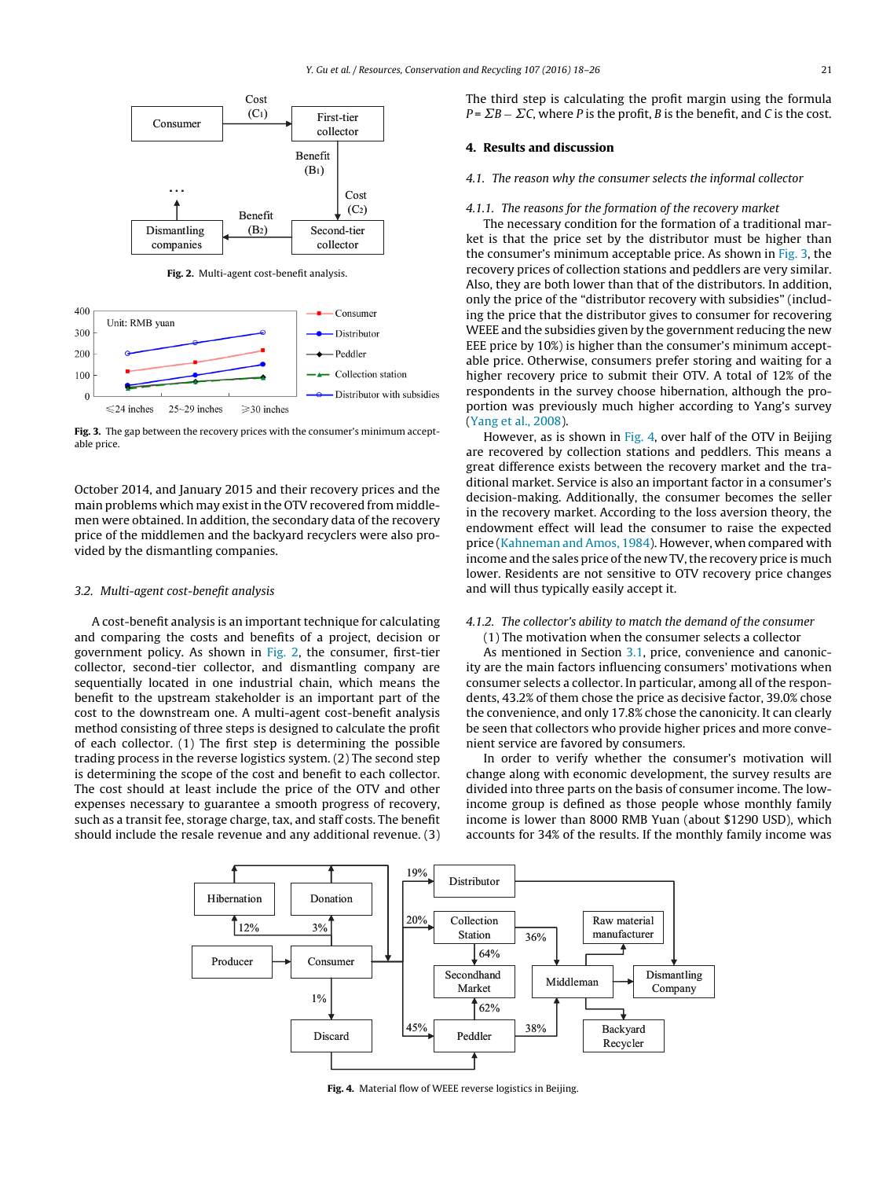Fig. 2. Multi-agent cost-benefit analysis.

Fig. 3. The gap between the recovery prices with the consumer's minimum acceptable price.

October 2014, and January 2015 and their recovery prices and the main problems which may exist in the OTV recovered from middlemen were obtained. In addition, the secondary data of the recovery price of the middlemen and the backyard recyclers were also provided by the dismantling companies.

### 3.2. Multi-agent cost-benefit analysis

A cost-benefit analysis is an important technique for calculating and comparing the costs and benefits of a project, decision or government policy. As shown in Fig. 2, the consumer, first-tier collector, second-tier collector, and dismantling company are sequentially located in one industrial chain, which means the benefit to the upstream stakeholder is an important part of the cost to the downstream one. A multi-agent cost-benefit analysis method consisting of three steps is designed to calculate the profit of each collector. (1) The first step is determining the possible trading process in the reverse logistics system. (2) The second step is determining the aspect of the cost and benefit to each collector. The cost should at least include the price of the OTV and other expenses necessary to guarantee a smooth progress of recovery, such as a transit fee, storage charge, tax, and staff costs. The benefit should include the resale revenue and any additional revenue. (3) The third step is calculating the profit margin using the formula $P = \Sigma B - \Sigma C$, where $P$ is the profit, $B$ is the benefit, and $C$ is the cost.

## 4. Results and discussion

### 4.1. The reason why the consumer selects the informal collector

#### 4.1.1. The reasons for the formation of the recovery market

The necessary condition for the formation of a traditional market is that the price set by the distributor must be higher than the consumer's minimum acceptable price. As shown in Fig. 3, the recovery prices of collection stations and peddlers are very similar. Also, they are both lower than that of the distributors. In addition, only the price of the "distributor recovery with subsidies" (including the price that the distributor gives to consumer for recovering WEEE and the subsidies given by the government reducing the new EEE price by 10%) is higher than the consumer's minimum acceptable price. Otherwise, consumers prefer storing and waiting for a higher recovery price to submit their OTV. A total of 12% of the respondents in the survey choose hibernation, although the proportion was previously much higher according to Yang's survey (Yang et al., 2008).

However, as is shown in Fig. 4, over half of the OTV in Beijing are recovered by collection stations and peddlers. This means a great difference exists between the recovery market and the traditional market. Service is also an important factor in a consumer's decision-making. Additionally, the consumer becomes the seller in the recovery market. According to the loss aversion theory, the endowment effect will lead the consumer to raise the expected price (Kahneman and Amos, 1984). However, when compared with income and the sales price of the new TV, the recovery price is much lower. Residents are not sensitive to OTV recovery price changes and will thus typically easily accept it.

#### 4.1.2. The collector's ability to match the demand of the consumer

(1) The motivation when the consumer selects a collector

As mentioned in Section 3.1, price, convenience and canonicity are the main factors influencing consumers' motivations when consumer selects a collector. In particular, among all of the respondents, 43.2% of them chose the price as decisive factor, 39.0% chose the convenience, and only 17.8% chose the canonicity. It can clearly be seen that collectors who provide higher prices and more convenient service are favored by consumers.

In order to verify whether the consumer's motivation will change along with economic development, the survey results are divided into three parts on the basis of consumer income. The low-income group is defined as those people whose monthly family income is lower than 8000 RMB Yuan (about $1290 USD), which accounts for 34% of the results. If the monthly family income was

Fig. 4. Material flow of WEEE reverse logistics in Beijing.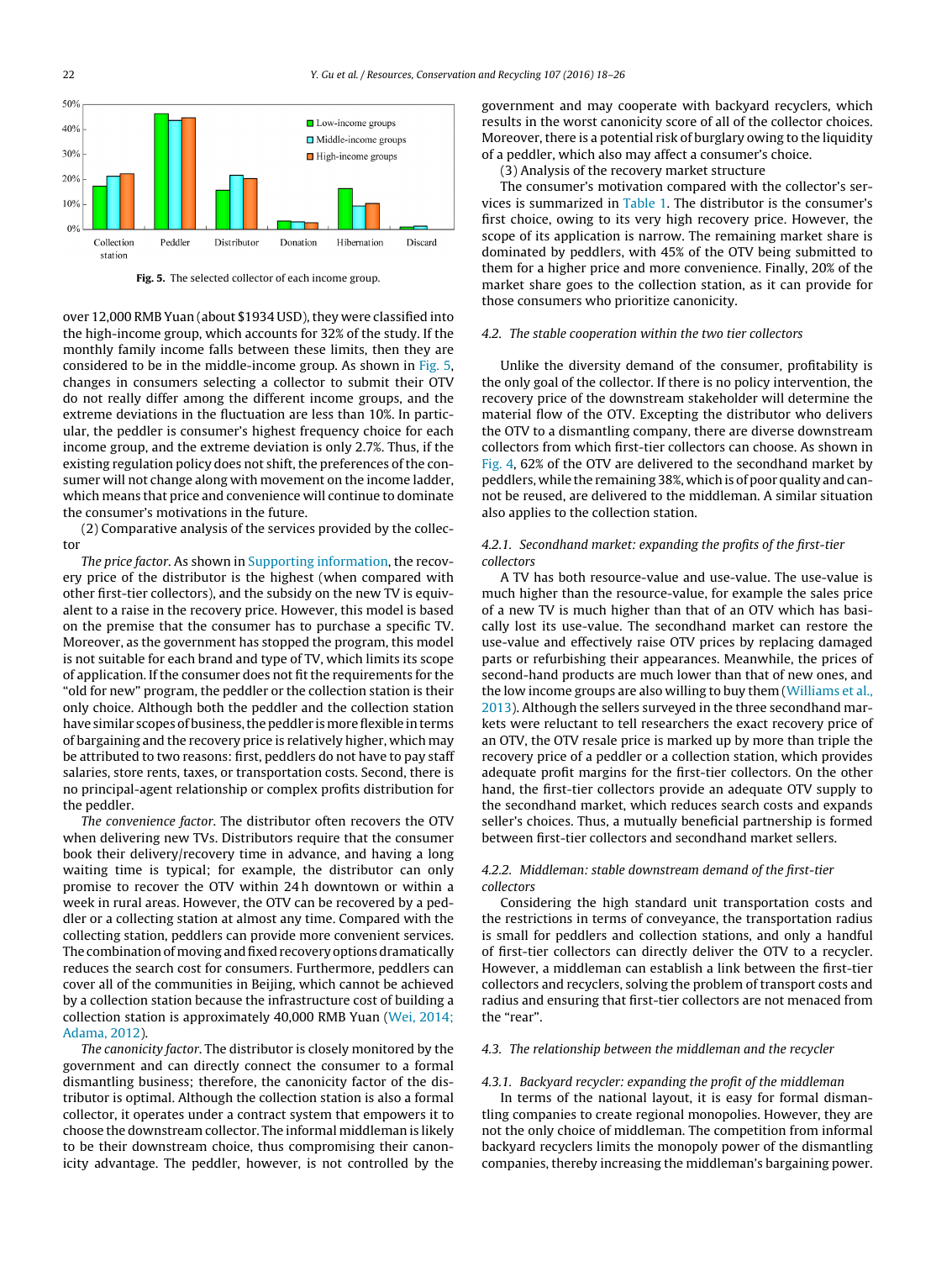50%
40%
30%
20%
10%
0%

Low-income groups
Middle-income groups
High-income groups

Collection station
Peddler
Distributor
Donation
Hibernation
Discard

**Fig. 5.** The selected collector of each income group.

over 12,000 RMB Yuan (about $1934 USD), they were classified into the high-income group, which accounts for 32% of the study. If the monthly family income falls between these limits, then they are considered to be in the middle-income group. As shown in Fig. 5, changes in consumers selecting a collector to submit their OTV do not really differ among the different income groups, and the extreme deviations in the fluctuation are less than 10%. In particular, the peddler is consumer's highest frequency choice for each income group, and the extreme deviation is only 2.7%. Thus, if the existing regulation policy does not shift, the preferences of the consumer will not change along with movement on the income ladder, which means that price and convenience will continue to dominate the consumer's motivations in the future.

(2) Comparative analysis of the services provided by the collector

*The price factor.* As shown in Supporting information, the recovery price of the distributor is the highest (when compared with other first-tier collectors), and the subsidy on the new TV is equivalent to a raise in the recovery price. However, this model is based on the premise that the consumer has to purchase a specific TV. Moreover, as the government has stopped the program, this model is not suitable for each brand and type of TV, which limits its scope of application. If the consumer does not fit the requirements for the "old for new" program, the peddler or the collection station is their only choice. Although both the peddler and the collection station have similar scopes of business, the peddler is more flexible in terms of bargaining and the recovery price is relatively higher, which may be attributed to two reasons: first, peddlers do not have to pay staff salaries, store rents, taxes, or transportation costs. Second, there is no principal-agent relationship or complex profits distribution for the peddler.

*The convenience factor.* The distributor often recovers the OTV when delivering new TVs. Distributors require that the consumer book their delivery/recovery time in advance, and having a long waiting time is typical; for example, the distributor can only promise to recover the OTV within 24 h downtown or within a week in rural areas. However, the OTV can be recovered by a peddler or a collecting station at almost any time. Compared with the collecting station, peddlers can provide more convenient services. The combination of moving and fixed recovery options dramatically reduces the search cost for consumers. Furthermore, peddlers can cover all of the communities in Beijing, which cannot be achieved by a collection station because the infrastructure cost of building a collection station is approximately 40,000 RMB Yuan (Wei, 2014; Adama, 2012).

*The canonicity factor.* The distributor is closely monitored by the government and can directly connect the consumer to a formal dismantling business; therefore, the canonicity factor of the distributor is optimal. Although the collection station is also a formal collector, it operates under a contract system that empowers it to choose the downstream collector. The informal middleman is likely to be their downstream choice, thus compromising their canonicity advantage. The peddler, however, is not controlled by the government and may cooperate with backyard recyclers, which results in the worst canonicity score of all of the collector choices. Moreover, there is a potential risk of burglary owing to the liquidity of a peddler, which also may affect a consumer's choice.

(3) Analysis of the recovery market structure

The consumer's motivation compared with the collector's services is summarized in Table 1. The distributor is the consumer's first choice, owing to its very high recovery price. However, the scope of its application is narrow. The remaining market share is dominated by peddlers, with 45% of the OTV being submitted to them for a higher price and more convenience. Finally, 20% of the market share goes to the collection station, as it can provide for those consumers who prioritize canonicity.

### *4.2. The stable cooperation within the two tier collectors*

Unlike the diversity demand of the consumer, profitability is the only goal of the collector. If there is no policy intervention, the recovery price of the downstream stakeholder will determine the material flow of the OTV. Excepting the distributor who delivers the OTV to a dismantling company, there are diverse downstream collectors from which first-tier collectors can choose. As shown in Fig. 4, 62% of the OTV are delivered to the secondhand market by peddlers, while the remaining 38%, which is of poor quality and cannot be reused, are delivered to the middleman. A similar situation also applies to the collection station.

#### *4.2.1. Secondhand market: expanding the profits of the first-tier collectors*

A TV has both resource-value and use-value. The use-value is much higher than the resource-value, for example the sales price of a new TV is much higher than that of an OTV which has basically lost its use-value. The secondhand market can restore the use-value and effectively raise OTV prices by replacing damaged parts or refurbishing their appearances. Meanwhile, the prices of second-hand products are much lower than that of new ones, and the low income groups are also willing to buy them (Williams et al., 2013). Although the sellers surveyed in the three secondhand markets were reluctant to tell researchers the exact recovery price of an OTV, the OTV resale price is marked up by more than triple the recovery price of a peddler or a collection station, which provides adequate profit margins for the first-tier collectors. On the other hand, the first-tier collectors provide an adequate OTV supply to the secondhand market, which reduces search costs and expands seller's choices. Thus, a mutually beneficial partnership is formed between first-tier collectors and secondhand market sellers.

#### *4.2.2. Middleman: stable downstream demand of the first-tier collectors*

Considering the high standard unit transportation costs and the restrictions in terms of conveyance, the transportation radius is small for peddlers and collection stations, and only a handful of first-tier collectors can directly deliver the OTV to a recycler. However, a middleman can establish a link between the first-tier collectors and recyclers, solving the problem of transport costs and radius and ensuring that first-tier collectors are not menaced from the "rear".

### *4.3. The relationship between the middleman and the recycler*

#### *4.3.1. Backyard recycler: expanding the profit of the middleman*

In terms of the national layout, it is easy for formal dismantling companies to create regional monopolies. However, they are not the only choice of middleman. The competition from informal backyard recyclers limits the monopoly power of the dismantling companies, thereby increasing the middleman's bargaining power.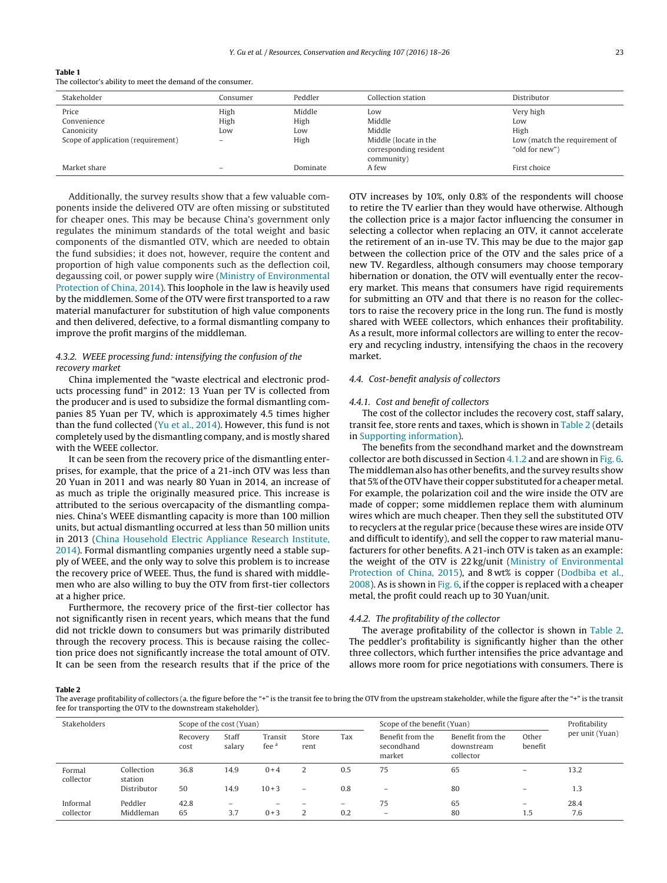**Table 1**
The collector's ability to meet the demand of the consumer.

| Stakeholder | Consumer | Peddler | Collection station | Distributor |
|---|---|---|---|---|
| Price | High | Middle | Low | Very high |
| Convenience | High | High | Middle | Low |
| Canonicity | Low | Low | Middle | High |
| Scope of application (requirement) | – | High | Middle (locate in the corresponding resident community) | Low (match the requirement of "old for new") |
| Market share | – | Dominate | A few | First choice |

Additionally, the survey results show that a few valuable components inside the delivered OTV are often missing or substituted for cheaper ones. This may be because China's government only regulates the minimum standards of the total weight and basic components of the dismantled OTV, which are needed to obtain the fund subsidies; it does not, however, require the content and proportion of high value components such as the deflection coil, degaussing coil, or power supply wire (Ministry of Environmental Protection of China, 2014). This loophole in the law is heavily used by the middlemen. Some of the OTV were first transported to a raw material manufacturer for substitution of high value components and then delivered, defective, to a formal dismantling company to improve the profit margins of the middleman.

### 4.3.2. WEEE processing fund: intensifying the confusion of the recovery market

China implemented the "waste electrical and electronic products processing fund" in 2012: 13 Yuan per TV is collected from the producer and is used to subsidize the formal dismantling companies 85 Yuan per TV, which is approximately 4.5 times higher than the fund collected (Yu et al., 2014). However, this fund is not completely used by the dismantling company, and is mostly shared with the WEEE collector.

It can be seen from the recovery price of the dismantling enterprises, for example, that the price of a 21-inch OTV was less than 20 Yuan in 2011 and was nearly 80 Yuan in 2014, an increase of as much as triple the originally measured price. This increase is attributed to the serious overcapacity of the dismantling companies. China's WEEE dismantling capacity is more than 100 million units, but actual dismantling occurred at less than 50 million units in 2013 (China Household Electric Appliance Research Institute, 2014). Formal dismantling companies urgently need a stable supply of WEEE, and the only way to solve this problem is to increase the recovery price of WEEE. Thus, the fund is shared with middlemen who are also willing to buy the OTV from first-tier collectors at a higher price.

Furthermore, the recovery price of the first-tier collector has not significantly risen in recent years, which means that the fund did not trickle down to consumers but was primarily distributed through the recovery process. This is because raising the collection price does not significantly increase the total amount of OTV. It can be seen from the research results that if the price of the OTV increases by 10%, only 0.8% of the respondents will choose to retire the TV earlier than they would have otherwise. Although the collection price is a major factor influencing the consumer in selecting a collector when replacing an OTV, it cannot accelerate the retirement of an in-use TV. This may be due to the major gap between the collection price of the OTV and the sales price of a new TV. Regardless, although consumers may choose temporary hibernation or donation, the OTV will eventually enter the recovery market. This means that consumers have rigid requirements for submitting an OTV and that there is no reason for the collectors to raise the recovery price in the long run. The fund is mostly shared with WEEE collectors, which enhances their profitability. As a result, more informal collectors are willing to enter the recovery and recycling industry, intensifying the chaos in the recovery market.

## 4.4. Cost-benefit analysis of collectors

### 4.4.1. Cost and benefit of collectors

The cost of the collector includes the recovery cost, staff salary, transit fee, store rents and taxes, which is shown in Table 2 (details in Supporting information).

The benefits from the secondhand market and the downstream collector are both discussed in Section 4.1.2 and are shown in Fig. 6. The middleman also has other benefits, and the survey results show that 5% of the OTV have their copper substituted for a cheaper metal. For example, the polarization coil and the wire inside the OTV are made of copper; some middlemen replace them with aluminum wires which are much cheaper. Then they sell the substituted OTV to recyclers at the regular price (because these wires are inside OTV and difficult to identify), and sell the copper to raw material manufacturers for other benefits. A 21-inch OTV is taken as an example: the weight of the OTV is 22 kg/unit (Ministry of Environmental Protection of China, 2015), and 8 wt% is copper (Dodbiba et al., 2008). As is shown in Fig. 6, if the copper is replaced with a cheaper metal, the profit could reach up to 30 Yuan/unit.

### 4.4.2. The profitability of the collector

The average profitability of the collector is shown in Table 2. The peddler's profitability is significantly higher than the other three collectors, which further intensifies the price advantage and allows more room for price negotiations with consumers. There is

**Table 2**
The average profitability of collectors (a. the figure before the "+" is the transit fee to bring the OTV from the upstream stakeholder, while the figure after the "+" is the transit fee for transporting the OTV to the downstream stakeholder).

| Stakeholders | | Scope of the cost (Yuan) | | | | | Scope of the benefit (Yuan) | | | Profitability per unit (Yuan) |
|---|---|---|---|---|---|---|---|---|---|---|
| | | Recovery cost | Staff salary | Transit fee [a] | Store rent | Tax | Benefit from the secondhand market | Benefit from the downstream collector | Other benefit | |
| Formal collector | Collection station | 36.8 | 14.9 | 0 + 4 | 2 | 0.5 | 75 | 65 | – | 13.2 |
| | Distributor | 50 | 14.9 | 10 + 3 | – | 0.8 | – | 80 | – | 1.3 |
| Informal collector | Peddler | 42.8 | – | – | – | – | 75 | 65 | – | 28.4 |
| | Middleman | 65 | 3.7 | 0 + 3 | 2 | 0.2 | – | 80 | 1.5 | 7.6 |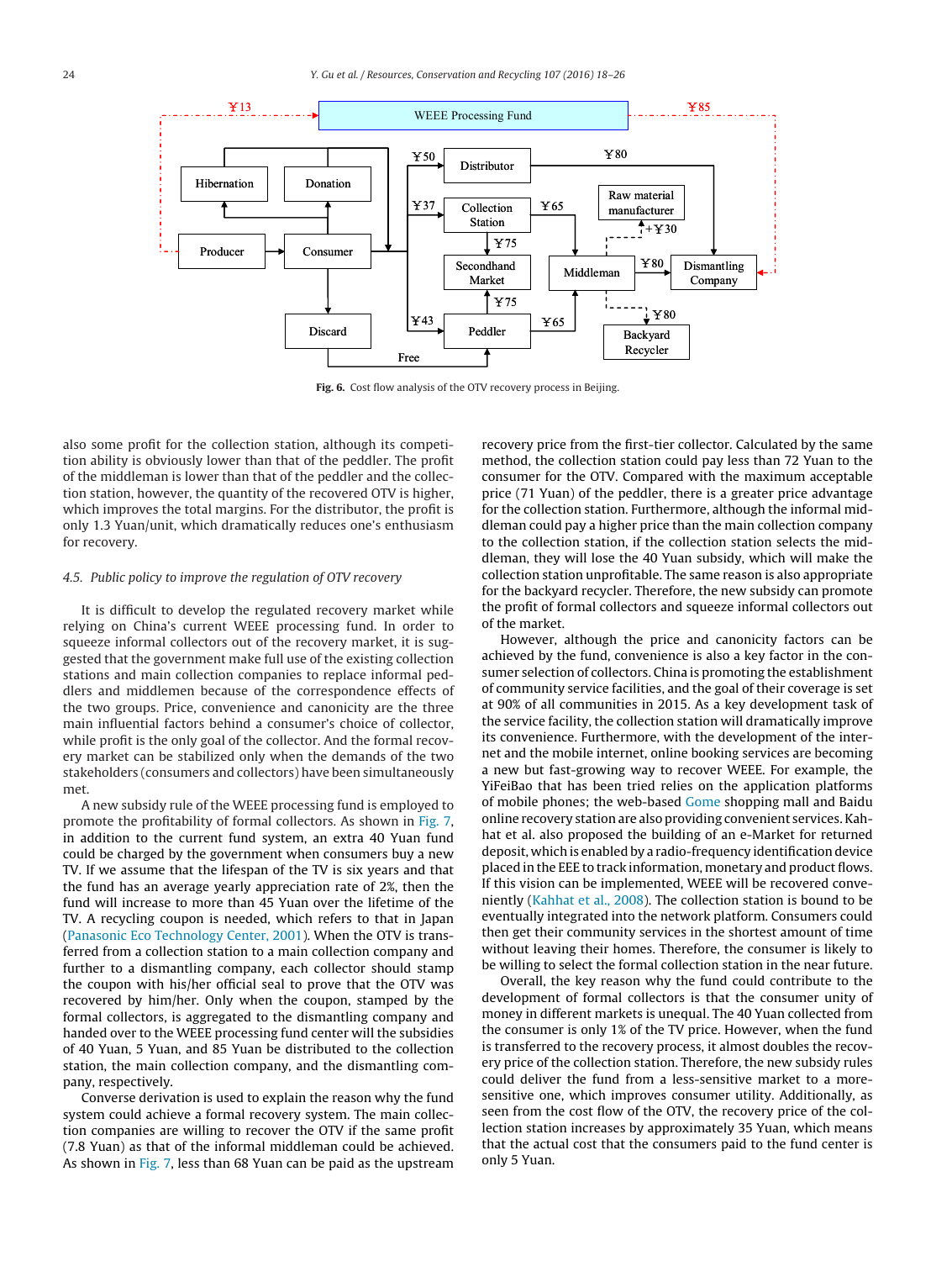¥13

WEEE Processing Fund

¥85

Hibernation

Donation

¥50

Distributor

¥80

¥37

Collection Station

¥65

Raw material manufacturer

+¥30

Producer

Consumer

¥75

Secondhand Market

Middleman

¥80

Dismantling Company

¥75

Discard

¥43

Peddler

¥65

¥80

Backyard Recycler

Free

**Fig. 6.** Cost flow analysis of the OTV recovery process in Beijing.

also some profit for the collection station, although its competition ability is obviously lower than that of the peddler. The profit of the middleman is lower than that of the peddler and the collection station, however, the quantity of the recovered OTV is higher, which improves the total margins. For the distributor, the profit is only 1.3 Yuan/unit, which dramatically reduces one's enthusiasm for recovery.

### *4.5. Public policy to improve the regulation of OTV recovery*

It is difficult to develop the regulated recovery market while relying on China's current WEEE processing fund. In order to squeeze informal collectors out of the recovery market, it is suggested that the government make full use of the existing collection stations and main collection companies to replace informal peddlers and middlemen because of the correspondence effects of the two groups. Price, convenience and canonicity are the three main influential factors behind a consumer's choice of collector, while profit is the only goal of the collector. And the formal recovery market can be stabilized only when the demands of the two stakeholders (consumers and collectors) have been simultaneously met.

A new subsidy rule of the WEEE processing fund is employed to promote the profitability of formal collectors. As shown in Fig. 7, in addition to the current fund system, an extra 40 Yuan fund could be charged by the government when consumers buy a new TV. If we assume that the lifespan of the TV is six years and that the fund has an average yearly appreciation rate of 2%, then the fund will increase to more than 45 Yuan over the lifetime of the TV. A recycling coupon is needed, which refers to that in Japan (Panasonic Eco Technology Center, 2001). When the OTV is transferred from a collection station to a main collection company and further to a dismantling company, each collector should stamp the coupon with his/her official seal to prove that the OTV was recovered by him/her. Only when the coupon, stamped by the formal collectors, is aggregated to the dismantling company and handed over to the WEEE processing fund center will the subsidies of 40 Yuan, 5 Yuan, and 85 Yuan be distributed to the collection station, the main collection company, and the dismantling company, respectively.

Converse derivation is used to explain the reason why the fund system could achieve a formal recovery system. The main collection companies are willing to recover the OTV if the same profit (7.8 Yuan) as that of the informal middleman could be achieved. As shown in Fig. 7, less than 68 Yuan can be paid as the upstream recovery price from the first-tier collector. Calculated by the same method, the collection station could pay less than 72 Yuan to the consumer for the OTV. Compared with the maximum acceptable price (71 Yuan) of the peddler, there is a greater price advantage for the collection station. Furthermore, although the informal middleman could pay a higher price than the main collection company to the collection station, if the collection station selects the middleman, they will lose the 40 Yuan subsidy, which will make the collection station unprofitable. The same reason is also appropriate for the backyard recycler. Therefore, the new subsidy can promote the profit of formal collectors and squeeze informal collectors out of the market.

However, although the price and canonicity factors can be achieved by the fund, convenience is also a key factor in the consumer selection of collectors. China is promoting the establishment of community service facilities, and the goal of their coverage is set at 90% of all communities in 2015. As a key development task of the service facility, the collection station will dramatically improve its convenience. Furthermore, with the development of the internet and the mobile internet, online booking services are becoming a new but fast-growing way to recover WEEE. For example, the YiFeiBao that has been tried relies on the application platforms of mobile phones; the web-based Gome shopping mall and Baidu online recovery station are also providing convenient services. Kahhat et al. also proposed the building of an e-Market for returned deposit, which is enabled by a radio-frequency identification device placed in the EEE to track information, monetary and product flows. If this vision can be implemented, WEEE will be recovered conveniently (Kahhat et al., 2008). The collection station is bound to be eventually integrated into the network platform. Consumers could then get their community services in the shortest amount of time without leaving their homes. Therefore, the consumer is likely to be willing to select the formal collection station in the near future.

Overall, the key reason why the fund could contribute to the development of formal collectors is that the consumer unity of money in different markets is unequal. The 40 Yuan collected from the consumer is only 1% of the TV price. However, when the fund is transferred to the recovery process, it almost doubles the recovery price of the collection station. Therefore, the new subsidy rules could deliver the fund from a less-sensitive market to a more-sensitive one, which improves consumer utility. Additionally, as seen from the cost flow of the OTV, the recovery price of the collection station increases by approximately 35 Yuan, which means that the actual cost that the consumers paid to the fund center is only 5 Yuan.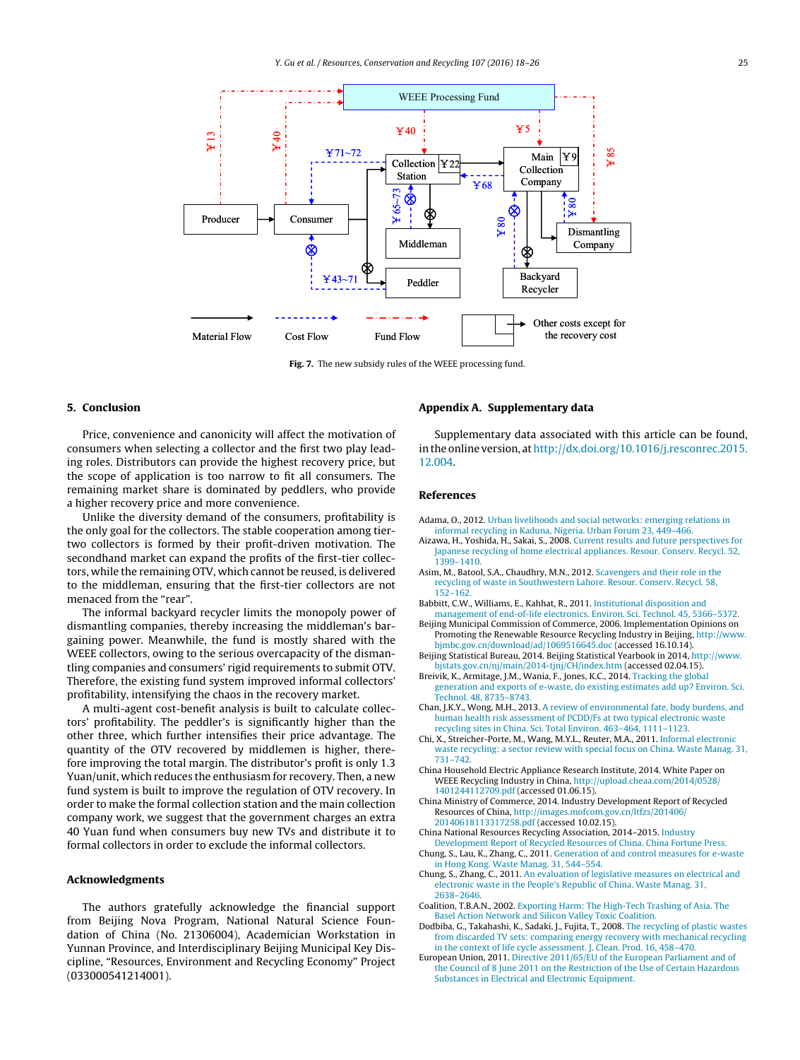Fig. 7. The new subsidy rules of the WEEE processing fund.

## 5. Conclusion

Price, convenience and canonicity will affect the motivation of consumers when selecting a collector and the first two play leading roles. Distributors can provide the highest recovery price, but the scope of application is too narrow to fit all consumers. The remaining market share is dominated by peddlers, who provide a higher recovery price and more convenience.

Unlike the diversity demand of the consumers, profitability is the only goal for the collectors. The stable cooperation among tier-two collectors is formed by their profit-driven motivation. The secondhand market can expand the profits of the first-tier collectors, while the remaining OTV, which cannot be reused, is delivered to the middleman, ensuring that the first-tier collectors are not menaced from the "rear".

The informal backyard recycler limits the monopoly power of dismantling companies, thereby increasing the middleman's bargaining power. Meanwhile, the fund is mostly shared with the WEEE collectors, owing to the serious overcapacity of the dismantling companies and consumers' rigid requirements to submit OTV. Therefore, the existing fund system improved informal collectors' profitability, intensifying the chaos in the recovery market.

A multi-agent cost-benefit analysis is built to calculate collectors' profitability. The peddler's is significantly higher than the other three, which further intensifies their price advantage. The quantity of the OTV recovered by middlemen is higher, therefore improving the total margin. The distributor's profit is only 1.3 Yuan/unit, which reduces the enthusiasm for recovery. Then, a new fund system is built to improve the regulation of OTV recovery. In order to make the formal collection station and the main collection company work, we suggest that the government charges an extra 40 Yuan fund when consumers buy new TVs and distribute it to formal collectors in order to exclude the informal collectors.

## Acknowledgments

The authors gratefully acknowledge the financial support from Beijing Nova Program, National Natural Science Foundation of China (No. 21306004), Academician Workstation in Yunnan Province, and Interdisciplinary Beijing Municipal Key Discipline, "Resources, Environment and Recycling Economy" Project (033000541214001).

## Appendix A. Supplementary data

Supplementary data associated with this article can be found, in the online version, at http://dx.doi.org/10.1016/j.resconrec.2015.12.004.

## References

Adama, O., 2012. Urban livelihoods and social networks: emerging relations in informal recycling in Kaduna, Nigeria. Urban Forum 23, 449–466.

Aizawa, H., Yoshida, H., Sakai, S., 2008. Current results and future perspectives for Japanese recycling of home electrical appliances. Resour. Conserv. Recycl. 52, 1399–1410.

Asim, M., Batool, S.A., Chaudhry, M.N., 2012. Scavengers and their role in the recycling of waste in Southwestern Lahore. Resour. Conserv. Recycl. 58, 152–162.

Babbitt, C.W., Williams, E., Kahhat, R., 2011. Institutional disposition and management of end-of-life electronics. Environ. Sci. Technol. 45, 5366–5372.

Beijing Municipal Commission of Commerce, 2006. Implementation Opinions on Promoting the Renewable Resource Recycling Industry in Beijing, http://www.bjmbc.gov.cn/download/ad/1069516645.doc (accessed 16.10.14).

Beijing Statistical Bureau, 2014. Beijing Statistical Yearbook in 2014, http://www.bjstats.gov.cn/nj/main/2014-tjnj/CH/index.htm (accessed 02.04.15).

Breivik, K., Armitage, J.M., Wania, F., Jones, K.C., 2014. Tracking the global generation and exports of e-waste, do existing estimates add up? Environ. Sci. Technol. 48, 8735–8743.

Chan, J.K.Y., Wong, M.H., 2013. A review of environmental fate, body burdens, and human health risk assessment of PCDD/Fs at two typical electronic waste recycling sites in China. Sci. Total Environ. 463–464, 1111–1123.

Chi, X., Streicher-Porte, M., Wang, M.Y.L., Reuter, M.A., 2011. Informal electronic waste recycling: a sector review with special focus on China. Waste Manag. 31, 731–742.

China Household Electric Appliance Research Institute, 2014. White Paper on WEEE Recycling Industry in China, http://upload.cheaa.com/2014/0528/1401244112709.pdf (accessed 01.06.15).

China Ministry of Commerce, 2014. Industry Development Report of Recycled Resources of China, http://images.mofcom.gov.cn/ltfzs/201406/20140618113317258.pdf (accessed 10.02.15).

China National Resources Recycling Association, 2014–2015. Industry Development Report of Recycled Resources of China. China Fortune Press.

Chung, S., Lau, K., Zhang, C., 2011. Generation of and control measures for e-waste in Hong Kong. Waste Manag. 31, 544–554.

Chung, S., Zhang, C., 2011. An evaluation of legislative measures on electrical and electronic waste in the People's Republic of China. Waste Manag. 31, 2638–2646.

Coalition, T.B.A.N., 2002. Exporting Harm: The High-Tech Trashing of Asia. The Basel Action Network and Silicon Valley Toxic Coalition.

Dodbiba, G., Takahashi, K., Sadaki, J., Fujita, T., 2008. The recycling of plastic wastes from discarded TV sets: comparing energy recovery with mechanical recycling in the context of life cycle assessment. J. Clean. Prod. 16, 458–470.

European Union, 2011. Directive 2011/65/EU of the European Parliament and of the Council of 8 June 2011 on the Restriction of the Use of Certain Hazardous Substances in Electrical and Electronic Equipment.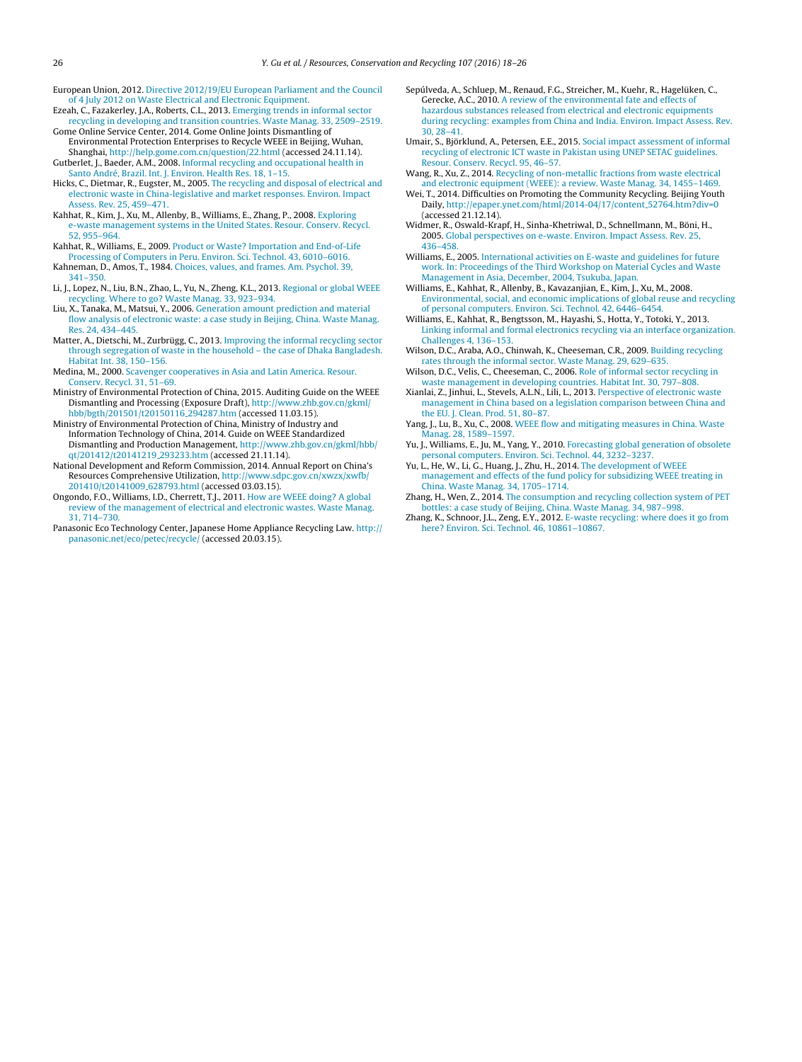European Union, 2012. Directive 2012/19/EU European Parliament and the Council of 4 July 2012 on Waste Electrical and Electronic Equipment.

Ezeah, C., Fazakerley, J.A., Roberts, C.L., 2013. Emerging trends in informal sector recycling in developing and transition countries. Waste Manag. 33, 2509–2519.

Gome Online Service Center, 2014. Gome Online Joints Dismantling of Environmental Protection Enterprises to Recycle WEEE in Beijing, Wuhan, Shanghai, http://help.gome.com.cn/question/22.html (accessed 24.11.14).

Gutberlet, J., Baeder, A.M., 2008. Informal recycling and occupational health in Santo André, Brazil. Int. J. Environ. Health Res. 18, 1–15.

Hicks, C., Dietmar, R., Eugster, M., 2005. The recycling and disposal of electrical and electronic waste in China-legislative and market responses. Environ. Impact Assess. Rev. 25, 459–471.

Kahhat, R., Kim, J., Xu, M., Allenby, B., Williams, E., Zhang, P., 2008. Exploring e-waste management systems in the United States. Resour. Conserv. Recycl. 52, 955–964.

Kahhat, R., Williams, E., 2009. Product or Waste? Importation and End-of-Life Processing of Computers in Peru. Environ. Sci. Technol. 43, 6010–6016.

Kahneman, D., Amos, T., 1984. Choices, values, and frames. Am. Psychol. 39, 341–350.

Li, J., Lopez, N., Liu, B.N., Zhao, L., Yu, N., Zheng, K.L., 2013. Regional or global WEEE recycling. Where to go? Waste Manag. 33, 923–934.

Liu, X., Tanaka, M., Matsui, Y., 2006. Generation amount prediction and material flow analysis of electronic waste: a case study in Beijing, China. Waste Manag. Res. 24, 434–445.

Matter, A., Dietschi, M., Zurbrügg, C., 2013. Improving the informal recycling sector through segregation of waste in the household – the case of Dhaka Bangladesh. Habitat Int. 38, 150–156.

Medina, M., 2000. Scavenger cooperatives in Asia and Latin America. Resour. Conserv. Recycl. 31, 51–69.

Ministry of Environmental Protection of China, 2015. Auditing Guide on the WEEE Dismantling and Processing (Exposure Draft), http://www.zhb.gov.cn/gkml/hbb/bgth/201501/t20150116_294287.htm (accessed 11.03.15).

Ministry of Environmental Protection of China, Ministry of Industry and Information Technology of China, 2014. Guide on WEEE Standardized Dismantling and Production Management, http://www.zhb.gov.cn/gkml/hbb/qt/201412/t20141219_293233.htm (accessed 21.11.14).

National Development and Reform Commission, 2014. Annual Report on China's Resources Comprehensive Utilization, http://www.sdpc.gov.cn/xwzx/xwfb/201410/t20141009_628793.html (accessed 03.03.15).

Ongondo, F.O., Williams, I.D., Cherrett, T.J., 2011. How are WEEE doing? A global review of the management of electrical and electronic wastes. Waste Manag. 31, 714–730.

Panasonic Eco Technology Center, Japanese Home Appliance Recycling Law. http://panasonic.net/eco/petec/recycle/ (accessed 20.03.15).

Sepúlveda, A., Schluep, M., Renaud, F.G., Streicher, M., Kuehr, R., Hagelüken, C., Gerecke, A.C., 2010. A review of the environmental fate and effects of hazardous substances released from electrical and electronic equipments during recycling: examples from China and India. Environ. Impact Assess. Rev. 30, 28–41.

Umair, S., Björklund, A., Petersen, E.E., 2015. Social impact assessment of informal recycling of electronic ICT waste in Pakistan using UNEP SETAC guidelines. Resour. Conserv. Recycl. 95, 46–57.

Wang, R., Xu, Z., 2014. Recycling of non-metallic fractions from waste electrical and electronic equipment (WEEE): a review. Waste Manag. 34, 1455–1469.

Wei, T., 2014. Difficulties on Promoting the Community Recycling. Beijing Youth Daily, http://epaper.ynet.com/html/2014-04/17/content_52764.htm?div=0 (accessed 21.12.14).

Widmer, R., Oswald-Krapf, H., Sinha-Khetriwal, D., Schnellmann, M., Böni, H., 2005. Global perspectives on e-waste. Environ. Impact Assess. Rev. 25, 436–458.

Williams, E., 2005. International activities on E-waste and guidelines for future work. In: Proceedings of the Third Workshop on Material Cycles and Waste Management in Asia, December, 2004, Tsukuba, Japan.

Williams, E., Kahhat, R., Allenby, B., Kavazanjian, E., Kim, J., Xu, M., 2008. Environmental, social, and economic implications of global reuse and recycling of personal computers. Environ. Sci. Technol. 42, 6446–6454.

Williams, E., Kahhat, R., Bengtsson, M., Hayashi, S., Hotta, Y., Totoki, Y., 2013. Linking informal and formal electronics recycling via an interface organization. Challenges 4, 136–153.

Wilson, D.C., Araba, A.O., Chinwah, K., Cheeseman, C.R., 2009. Building recycling rates through the informal sector. Waste Manag. 29, 629–635.

Wilson, D.C., Velis, C., Cheeseman, C., 2006. Role of informal sector recycling in waste management in developing countries. Habitat Int. 30, 797–808.

Xianlai, Z., Jinhui, L., Stevels, A.L.N., Lili, L., 2013. Perspective of electronic waste management in China based on a legislation comparison between China and the EU. J. Clean. Prod. 51, 80–87.

Yang, J., Lu, B., Xu, C., 2008. WEEE flow and mitigating measures in China. Waste Manag. 28, 1589–1597.

Yu, J., Williams, E., Ju, M., Yang, Y., 2010. Forecasting global generation of obsolete personal computers. Environ. Sci. Technol. 44, 3232–3237.

Yu, L., He, W., Li, G., Huang, J., Zhu, H., 2014. The development of WEEE management and effects of the fund policy for subsidizing WEEE treating in China. Waste Manag. 34, 1705–1714.

Zhang, H., Wen, Z., 2014. The consumption and recycling collection system of PET bottles: a case study of Beijing, China. Waste Manag. 34, 987–998.

Zhang, K., Schnoor, J.L., Zeng, E.Y., 2012. E-waste recycling: where does it go from here? Environ. Sci. Technol. 46, 10861–10867.